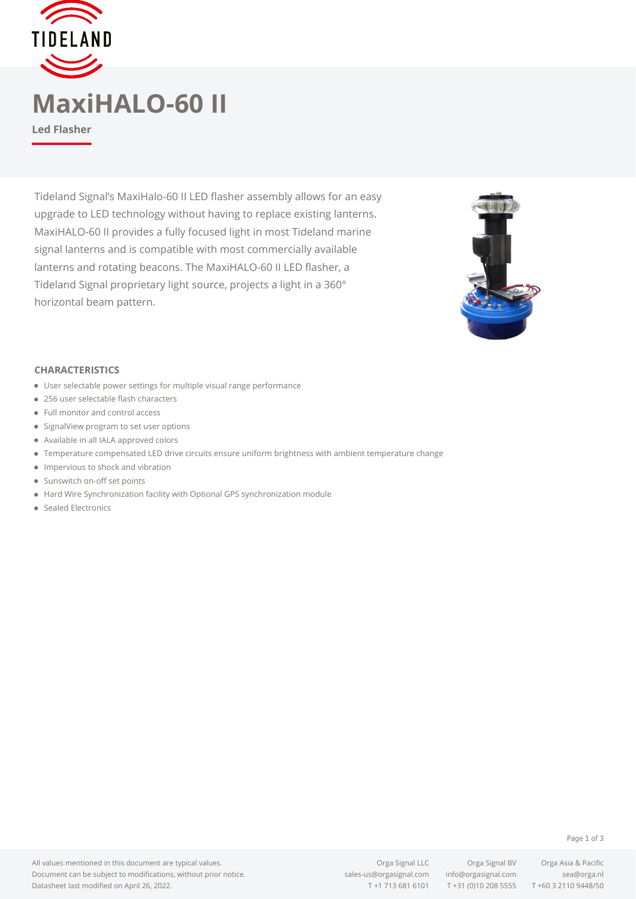# MaxiHALO-60 II

**Led Flasher**

Tideland Signal's MaxiHalo-60 II LED flasher assembly allows for an easy upgrade to LED technology without having to replace existing lanterns. MaxiHALO-60 II provides a fully focused light in most Tideland marine signal lanterns and is compatible with most commercially available lanterns and rotating beacons. The MaxiHALO-60 II LED flasher, a Tideland Signal proprietary light source, projects a light in a 360° horizontal beam pattern.

## CHARACTERISTICS

- User selectable power settings for multiple visual range performance
- 256 user selectable flash characters
- Full monitor and control access
- SignalView program to set user options
- Available in all IALA approved colors
- Temperature compensated LED drive circuits ensure uniform brightness with ambient temperature change
- Impervious to shock and vibration
- Sunswitch on-off set points
- Hard Wire Synchronization facility with Optional GPS synchronization module
- Sealed Electronics

All values mentioned in this document are typical values.
Document can be subject to modifications, without prior notice.
Datasheet last modified on April 26, 2022.

Orga Signal LLC
sales-us@orgasignal.com
T +1 713 681 6101

Orga Signal BV
info@orgasignal.com
T +31 (0)10 208 5555

Orga Asia & Pacific
sea@orga.nl
T +60 3 2110 9448/50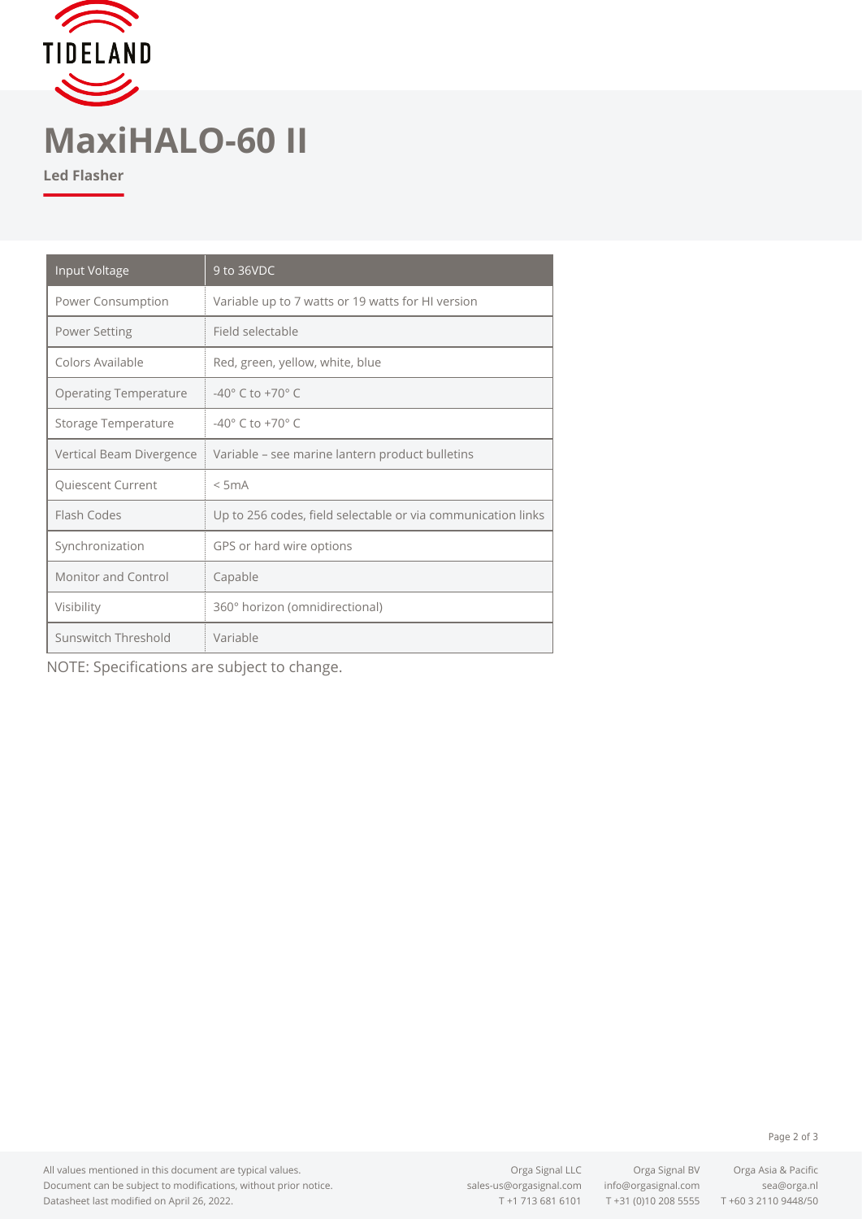# MaxiHALO-60 II

**Led Flasher**

| Input Voltage | 9 to 36VDC |
|---|---|
| Power Consumption | Variable up to 7 watts or 19 watts for HI version |
| Power Setting | Field selectable |
| Colors Available | Red, green, yellow, white, blue |
| Operating Temperature | -40° C to +70° C |
| Storage Temperature | -40° C to +70° C |
| Vertical Beam Divergence | Variable – see marine lantern product bulletins |
| Quiescent Current | < 5mA |
| Flash Codes | Up to 256 codes, field selectable or via communication links |
| Synchronization | GPS or hard wire options |
| Monitor and Control | Capable |
| Visibility | 360° horizon (omnidirectional) |
| Sunswitch Threshold | Variable |

NOTE: Specifications are subject to change.

All values mentioned in this document are typical values.
Document can be subject to modifications, without prior notice.
Datasheet last modified on April 26, 2022.

Orga Signal LLC
sales-us@orgasignal.com
T +1 713 681 6101

Orga Signal BV
info@orgasignal.com
T +31 (0)10 208 5555

Orga Asia & Pacific
sea@orga.nl
T +60 3 2110 9448/50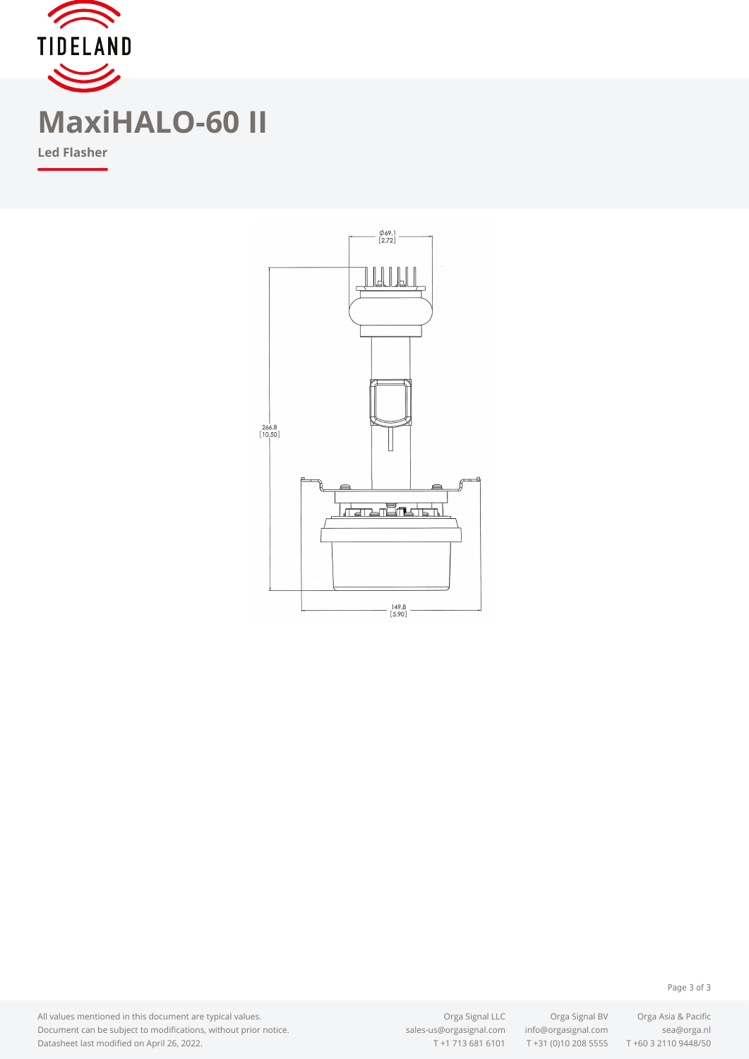# MaxiHALO-60 II

**Led Flasher**

Ø69.1
[2.72]

266.8
[10.50]

149.8
[5.90]

All values mentioned in this document are typical values.
Document can be subject to modifications, without prior notice.
Datasheet last modified on April 26, 2022.

Orga Signal LLC
sales-us@orgasignal.com
T +1 713 681 6101

Orga Signal BV
info@orgasignal.com
T +31 (0)10 208 5555

Orga Asia & Pacific
sea@orga.nl
T +60 3 2110 9448/50